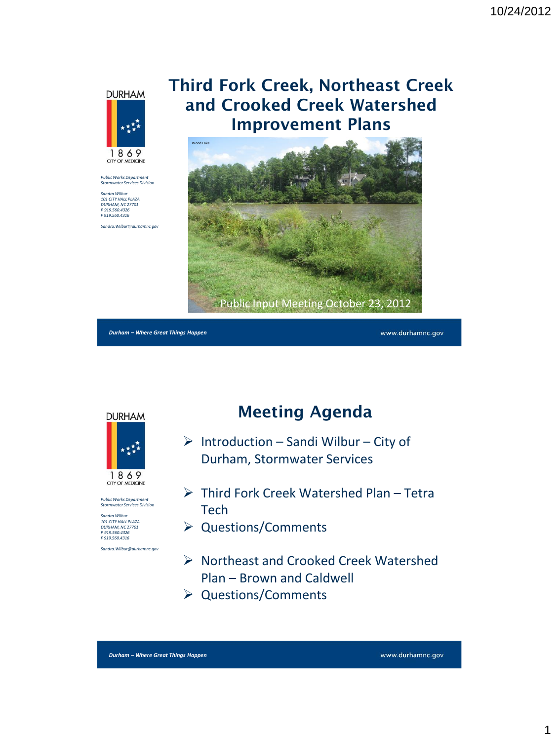# Third Fork Creek, Northeast Creek and Crooked Creek Watershed Improvement Plans

Wood Lake

Public Input Meeting October 23, 2012

*Public Works Department*
*Stormwater Services Division*

*Sandra Wilbur*
*101 CITY HALL PLAZA*
*DURHAM, NC 27701*
*P 919.560.4326*
*F 919.560.4316*

*Sandra.Wilbur@durhamnc.gov*

**Durham – Where Great Things Happen** www.durhamnc.gov

## Meeting Agenda

- Introduction – Sandi Wilbur – City of Durham, Stormwater Services
- Third Fork Creek Watershed Plan – Tetra Tech
- Questions/Comments
- Northeast and Crooked Creek Watershed Plan – Brown and Caldwell
- Questions/Comments

*Public Works Department*
*Stormwater Services Division*

*Sandra Wilbur*
*101 CITY HALL PLAZA*
*DURHAM, NC 27701*
*P 919.560.4326*
*F 919.560.4316*

*Sandra.Wilbur@durhamnc.gov*

**Durham – Where Great Things Happen** www.durhamnc.gov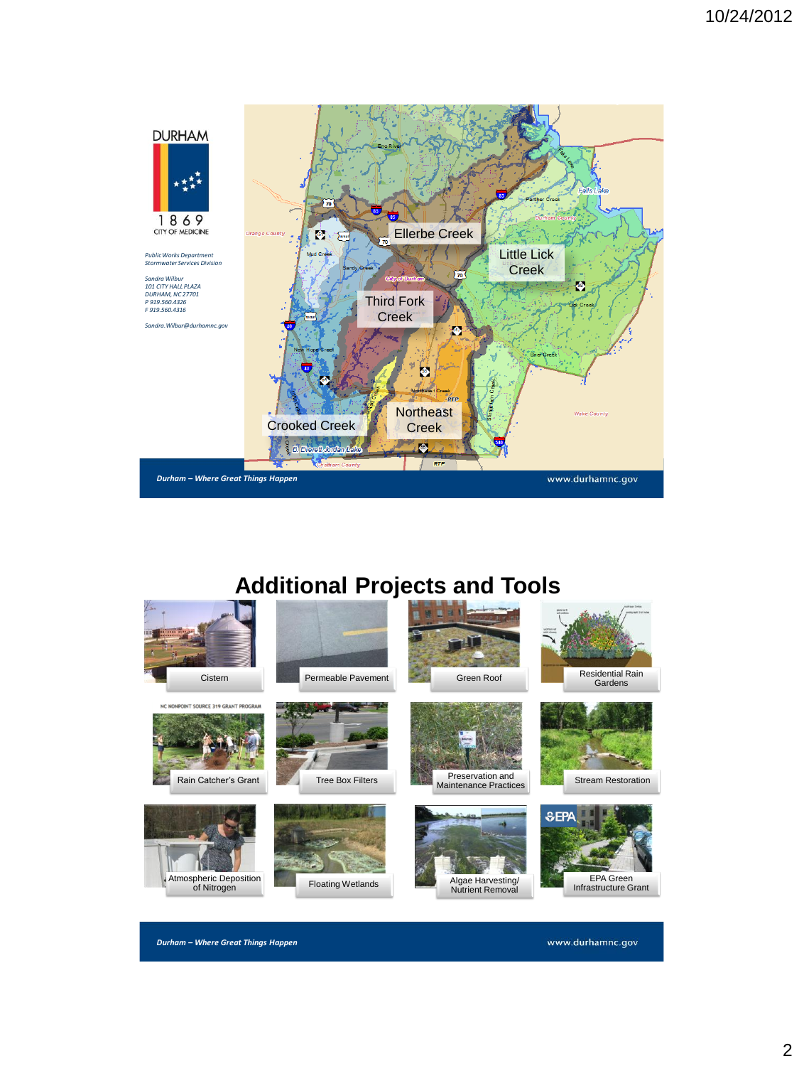DURHAM

1869
CITY OF MEDICINE

*Public Works Department*
*Stormwater Services Division*

*Sandra Wilbur*
*101 CITY HALL PLAZA*
*DURHAM, NC 27701*
*P 919.560.4326*
*F 919.560.4316*

*Sandra.Wilbur@durhamnc.gov*

Ellerbe Creek
Little Lick Creek
Third Fork Creek
Northeast Creek
Crooked Creek

***Durham – Where Great Things Happen***

www.durhamnc.gov

# Additional Projects and Tools

Cistern
Permeable Pavement
Green Roof
Residential Rain Gardens
Rain Catcher's Grant
Tree Box Filters
Preservation and Maintenance Practices
Stream Restoration
Atmospheric Deposition of Nitrogen
Floating Wetlands
Algae Harvesting/ Nutrient Removal
EPA Green Infrastructure Grant

***Durham – Where Great Things Happen***

www.durhamnc.gov